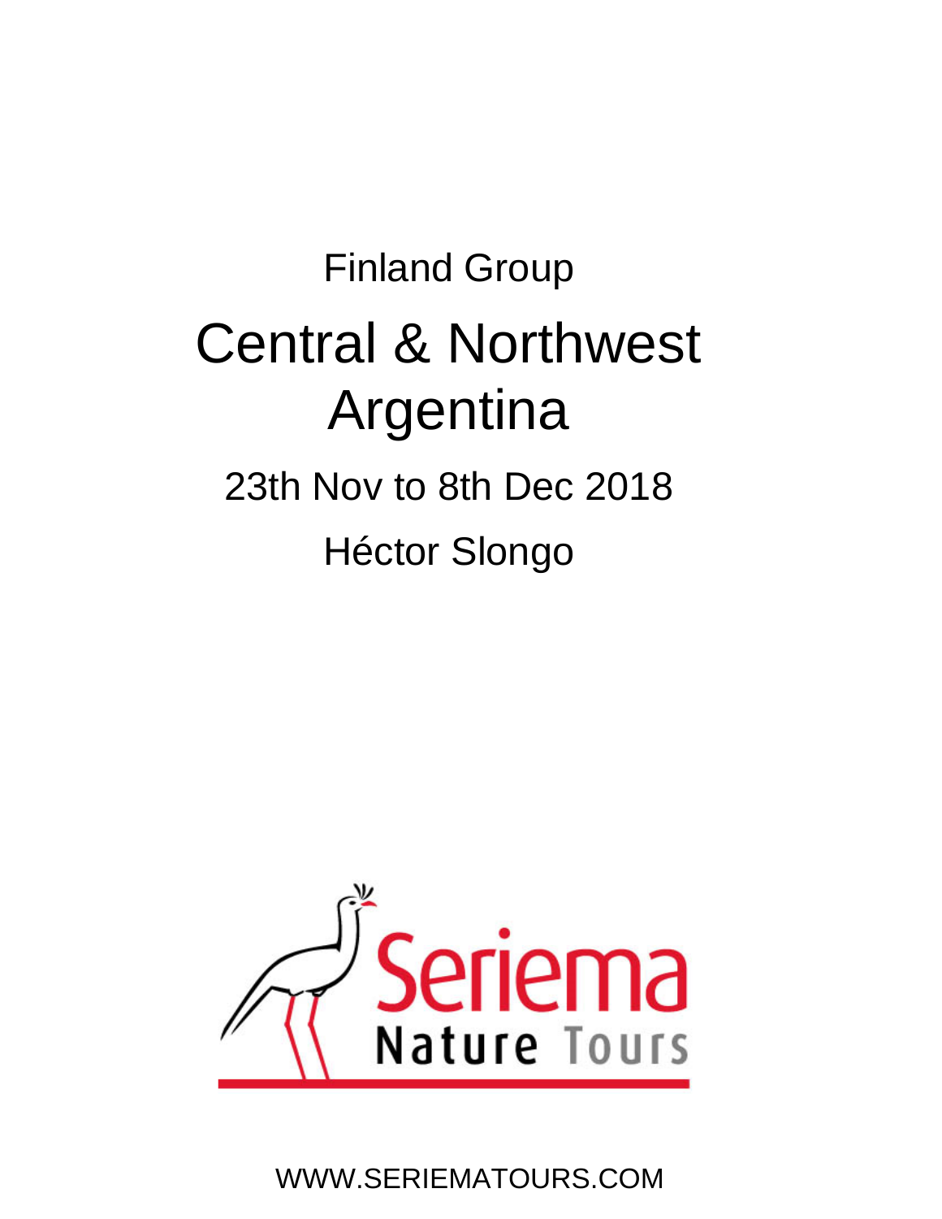Finland Group

# Central & Northwest Argentina

23th Nov to 8th Dec 2018

Héctor Slongo

Seriema Nature Tours

WWW.SERIEMATOURS.COM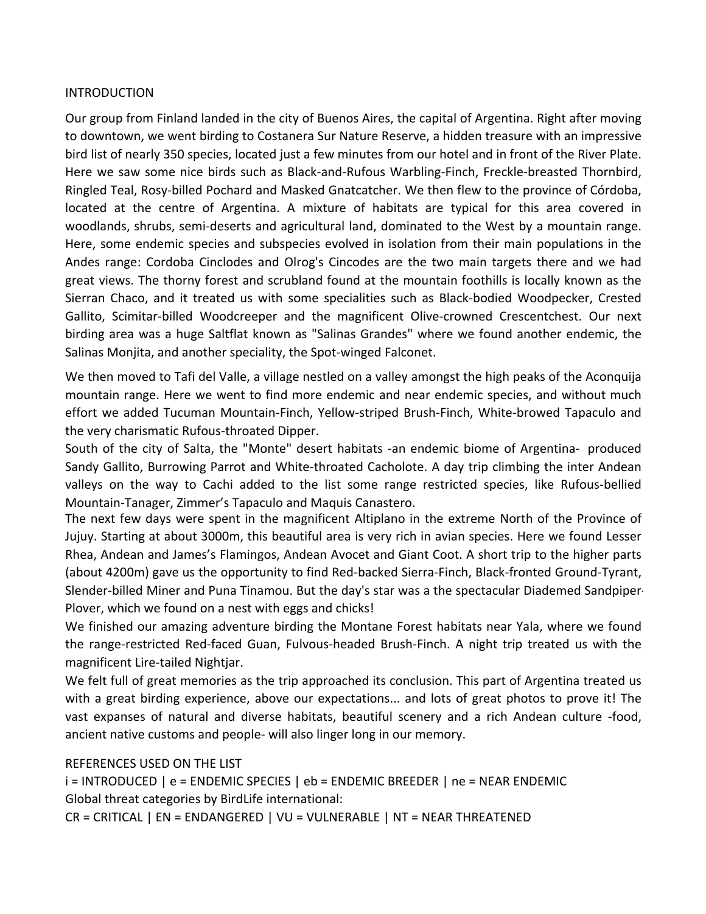## INTRODUCTION

Our group from Finland landed in the city of Buenos Aires, the capital of Argentina. Right after moving to downtown, we went birding to Costanera Sur Nature Reserve, a hidden treasure with an impressive bird list of nearly 350 species, located just a few minutes from our hotel and in front of the River Plate. Here we saw some nice birds such as Black-and-Rufous Warbling-Finch, Freckle-breasted Thornbird, Ringled Teal, Rosy-billed Pochard and Masked Gnatcatcher. We then flew to the province of Córdoba, located at the centre of Argentina. A mixture of habitats are typical for this area covered in woodlands, shrubs, semi-deserts and agricultural land, dominated to the West by a mountain range. Here, some endemic species and subspecies evolved in isolation from their main populations in the Andes range: Cordoba Cinclodes and Olrog's Cincodes are the two main targets there and we had great views. The thorny forest and scrubland found at the mountain foothills is locally known as the Sierran Chaco, and it treated us with some specialities such as Black-bodied Woodpecker, Crested Gallito, Scimitar-billed Woodcreeper and the magnificent Olive-crowned Crescentchest. Our next birding area was a huge Saltflat known as "Salinas Grandes" where we found another endemic, the Salinas Monjita, and another speciality, the Spot-winged Falconet.

We then moved to Tafi del Valle, a village nestled on a valley amongst the high peaks of the Aconquija mountain range. Here we went to find more endemic and near endemic species, and without much effort we added Tucuman Mountain-Finch, Yellow-striped Brush-Finch, White-browed Tapaculo and the very charismatic Rufous-throated Dipper.

South of the city of Salta, the "Monte" desert habitats -an endemic biome of Argentina- produced Sandy Gallito, Burrowing Parrot and White-throated Cacholote. A day trip climbing the inter Andean valleys on the way to Cachi added to the list some range restricted species, like Rufous-bellied Mountain-Tanager, Zimmer's Tapaculo and Maquis Canastero.

The next few days were spent in the magnificent Altiplano in the extreme North of the Province of Jujuy. Starting at about 3000m, this beautiful area is very rich in avian species. Here we found Lesser Rhea, Andean and James's Flamingos, Andean Avocet and Giant Coot. A short trip to the higher parts (about 4200m) gave us the opportunity to find Red-backed Sierra-Finch, Black-fronted Ground-Tyrant, Slender-billed Miner and Puna Tinamou. But the day's star was a the spectacular Diademed Sandpiper-Plover, which we found on a nest with eggs and chicks!

We finished our amazing adventure birding the Montane Forest habitats near Yala, where we found the range-restricted Red-faced Guan, Fulvous-headed Brush-Finch. A night trip treated us with the magnificent Lire-tailed Nightjar.

We felt full of great memories as the trip approached its conclusion. This part of Argentina treated us with a great birding experience, above our expectations... and lots of great photos to prove it! The vast expanses of natural and diverse habitats, beautiful scenery and a rich Andean culture -food, ancient native customs and people- will also linger long in our memory.

## REFERENCES USED ON THE LIST

i = INTRODUCED | e = ENDEMIC SPECIES | eb = ENDEMIC BREEDER | ne = NEAR ENDEMIC

Global threat categories by BirdLife international:

CR = CRITICAL | EN = ENDANGERED | VU = VULNERABLE | NT = NEAR THREATENED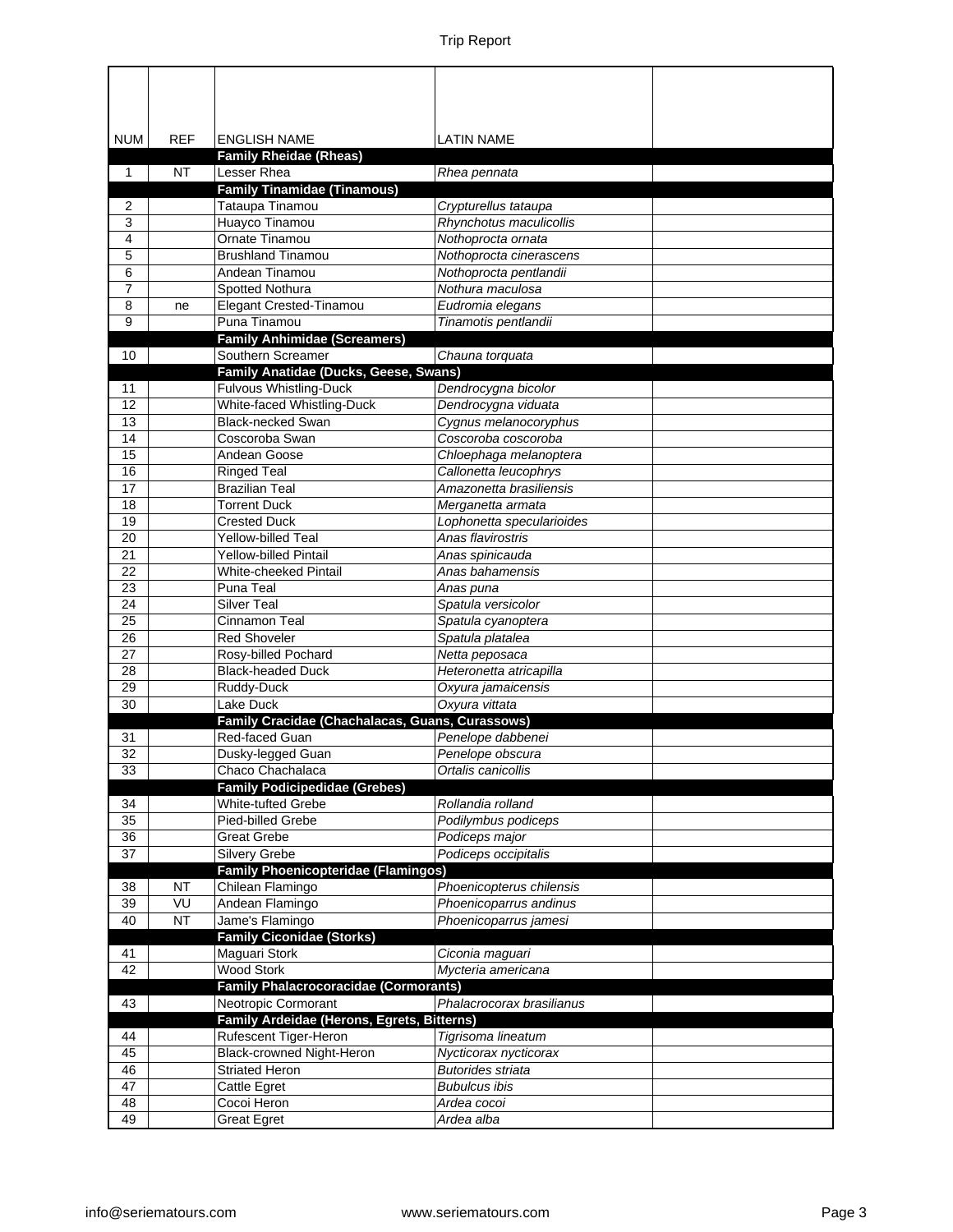| NUM | REF | ENGLISH NAME | LATIN NAME | |
|---|---|---|---|---|
| | | **Family Rheidae (Rheas)** | | |
| 1 | NT | Lesser Rhea | *Rhea pennata* | |
| | | **Family Tinamidae (Tinamous)** | | |
| 2 | | Tataupa Tinamou | *Crypturellus tataupa* | |
| 3 | | Huayco Tinamou | *Rhynchotus maculicollis* | |
| 4 | | Ornate Tinamou | *Nothoprocta ornata* | |
| 5 | | Brushland Tinamou | *Nothoprocta cinerascens* | |
| 6 | | Andean Tinamou | *Nothoprocta pentlandii* | |
| 7 | | Spotted Nothura | *Nothura maculosa* | |
| 8 | ne | Elegant Crested-Tinamou | *Eudromia elegans* | |
| 9 | | Puna Tinamou | *Tinamotis pentlandii* | |
| | | **Family Anhimidae (Screamers)** | | |
| 10 | | Southern Screamer | *Chauna torquata* | |
| | | **Family Anatidae (Ducks, Geese, Swans)** | | |
| 11 | | Fulvous Whistling-Duck | *Dendrocygna bicolor* | |
| 12 | | White-faced Whistling-Duck | *Dendrocygna viduata* | |
| 13 | | Black-necked Swan | *Cygnus melanocoryphus* | |
| 14 | | Coscoroba Swan | *Coscoroba coscoroba* | |
| 15 | | Andean Goose | *Chloephaga melanoptera* | |
| 16 | | Ringed Teal | *Callonetta leucophrys* | |
| 17 | | Brazilian Teal | *Amazonetta brasiliensis* | |
| 18 | | Torrent Duck | *Merganetta armata* | |
| 19 | | Crested Duck | *Lophonetta specularioides* | |
| 20 | | Yellow-billed Teal | *Anas flavirostris* | |
| 21 | | Yellow-billed Pintail | *Anas spinicauda* | |
| 22 | | White-cheeked Pintail | *Anas bahamensis* | |
| 23 | | Puna Teal | *Anas puna* | |
| 24 | | Silver Teal | *Spatula versicolor* | |
| 25 | | Cinnamon Teal | *Spatula cyanoptera* | |
| 26 | | Red Shoveler | *Spatula platalea* | |
| 27 | | Rosy-billed Pochard | *Netta peposaca* | |
| 28 | | Black-headed Duck | *Heteronetta atricapilla* | |
| 29 | | Ruddy-Duck | *Oxyura jamaicensis* | |
| 30 | | Lake Duck | *Oxyura vittata* | |
| | | **Family Cracidae (Chachalacas, Guans, Curassows)** | | |
| 31 | | Red-faced Guan | *Penelope dabbenei* | |
| 32 | | Dusky-legged Guan | *Penelope obscura* | |
| 33 | | Chaco Chachalaca | *Ortalis canicollis* | |
| | | **Family Podicipedidae (Grebes)** | | |
| 34 | | White-tufted Grebe | *Rollandia rolland* | |
| 35 | | Pied-billed Grebe | *Podilymbus podiceps* | |
| 36 | | Great Grebe | *Podiceps major* | |
| 37 | | Silvery Grebe | *Podiceps occipitalis* | |
| | | **Family Phoenicopteridae (Flamingos)** | | |
| 38 | NT | Chilean Flamingo | *Phoenicopterus chilensis* | |
| 39 | VU | Andean Flamingo | *Phoenicoparrus andinus* | |
| 40 | NT | Jame's Flamingo | *Phoenicoparrus jamesi* | |
| | | **Family Ciconidae (Storks)** | | |
| 41 | | Maguari Stork | *Ciconia maguari* | |
| 42 | | Wood Stork | *Mycteria americana* | |
| | | **Family Phalacrocoracidae (Cormorants)** | | |
| 43 | | Neotropic Cormorant | *Phalacrocorax brasilianus* | |
| | | **Family Ardeidae (Herons, Egrets, Bitterns)** | | |
| 44 | | Rufescent Tiger-Heron | *Tigrisoma lineatum* | |
| 45 | | Black-crowned Night-Heron | *Nycticorax nycticorax* | |
| 46 | | Striated Heron | *Butorides striata* | |
| 47 | | Cattle Egret | *Bubulcus ibis* | |
| 48 | | Cocoi Heron | *Ardea cocoi* | |
| 49 | | Great Egret | *Ardea alba* | |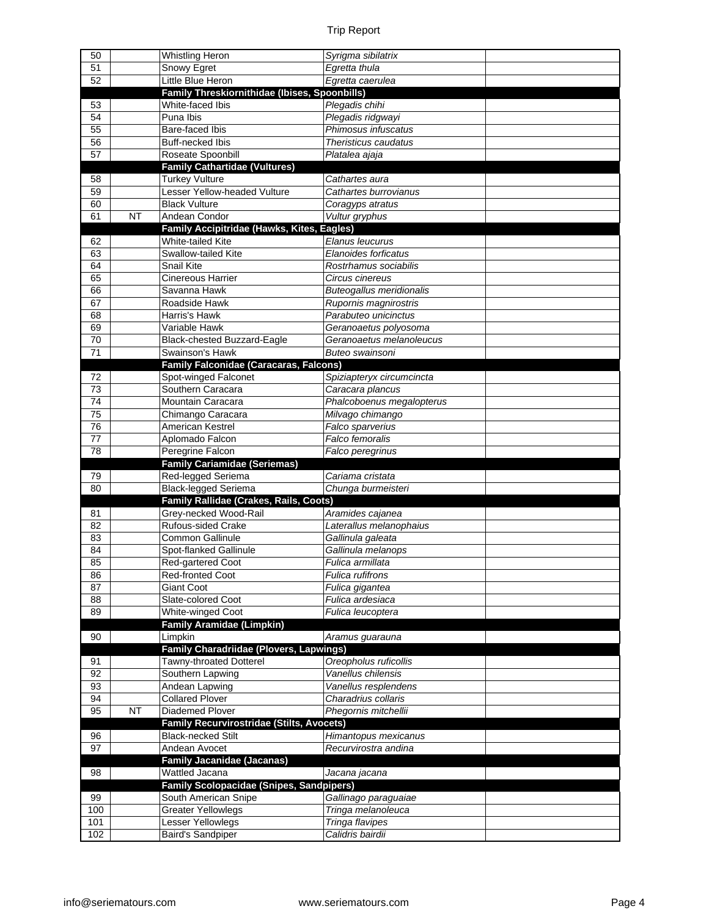| | | | | |
|---|---|---|---|---|
| 50 | | Whistling Heron | *Syrigma sibilatrix* | |
| 51 | | Snowy Egret | *Egretta thula* | |
| 52 | | Little Blue Heron | *Egretta caerulea* | |
| | | **Family Threskiornithidae (Ibises, Spoonbills)** | | |
| 53 | | White-faced Ibis | *Plegadis chihi* | |
| 54 | | Puna Ibis | *Plegadis ridgwayi* | |
| 55 | | Bare-faced Ibis | *Phimosus infuscatus* | |
| 56 | | Buff-necked Ibis | *Theristicus caudatus* | |
| 57 | | Roseate Spoonbill | *Platalea ajaja* | |
| | | **Family Cathartidae (Vultures)** | | |
| 58 | | Turkey Vulture | *Cathartes aura* | |
| 59 | | Lesser Yellow-headed Vulture | *Cathartes burrovianus* | |
| 60 | | Black Vulture | *Coragyps atratus* | |
| 61 | NT | Andean Condor | *Vultur gryphus* | |
| | | **Family Accipitridae (Hawks, Kites, Eagles)** | | |
| 62 | | White-tailed Kite | *Elanus leucurus* | |
| 63 | | Swallow-tailed Kite | *Elanoides forficatus* | |
| 64 | | Snail Kite | *Rostrhamus sociabilis* | |
| 65 | | Cinereous Harrier | *Circus cinereus* | |
| 66 | | Savanna Hawk | *Buteogallus meridionalis* | |
| 67 | | Roadside Hawk | *Rupornis magnirostris* | |
| 68 | | Harris's Hawk | *Parabuteo unicinctus* | |
| 69 | | Variable Hawk | *Geranoaetus polyosoma* | |
| 70 | | Black-chested Buzzard-Eagle | *Geranoaetus melanoleucus* | |
| 71 | | Swainson's Hawk | *Buteo swainsoni* | |
| | | **Family Falconidae (Caracaras, Falcons)** | | |
| 72 | | Spot-winged Falconet | *Spiziapteryx circumcincta* | |
| 73 | | Southern Caracara | *Caracara plancus* | |
| 74 | | Mountain Caracara | *Phalcoboenus megalopterus* | |
| 75 | | Chimango Caracara | *Milvago chimango* | |
| 76 | | American Kestrel | *Falco sparverius* | |
| 77 | | Aplomado Falcon | *Falco femoralis* | |
| 78 | | Peregrine Falcon | *Falco peregrinus* | |
| | | **Family Cariamidae (Seriemas)** | | |
| 79 | | Red-legged Seriema | *Cariama cristata* | |
| 80 | | Black-legged Seriema | *Chunga burmeisteri* | |
| | | **Family Rallidae (Crakes, Rails, Coots)** | | |
| 81 | | Grey-necked Wood-Rail | *Aramides cajanea* | |
| 82 | | Rufous-sided Crake | *Laterallus melanophaius* | |
| 83 | | Common Gallinule | *Gallinula galeata* | |
| 84 | | Spot-flanked Gallinule | *Gallinula melanops* | |
| 85 | | Red-gartered Coot | *Fulica armillata* | |
| 86 | | Red-fronted Coot | *Fulica rufifrons* | |
| 87 | | Giant Coot | *Fulica gigantea* | |
| 88 | | Slate-colored Coot | *Fulica ardesiaca* | |
| 89 | | White-winged Coot | *Fulica leucoptera* | |
| | | **Family Aramidae (Limpkin)** | | |
| 90 | | Limpkin | *Aramus guarauna* | |
| | | **Family Charadriidae (Plovers, Lapwings)** | | |
| 91 | | Tawny-throated Dotterel | *Oreopholus ruficollis* | |
| 92 | | Southern Lapwing | *Vanellus chilensis* | |
| 93 | | Andean Lapwing | *Vanellus resplendens* | |
| 94 | | Collared Plover | *Charadrius collaris* | |
| 95 | NT | Diademed Plover | *Phegornis mitchellii* | |
| | | **Family Recurvirostridae (Stilts, Avocets)** | | |
| 96 | | Black-necked Stilt | *Himantopus mexicanus* | |
| 97 | | Andean Avocet | *Recurvirostra andina* | |
| | | **Family Jacanidae (Jacanas)** | | |
| 98 | | Wattled Jacana | *Jacana jacana* | |
| | | **Family Scolopacidae (Snipes, Sandpipers)** | | |
| 99 | | South American Snipe | *Gallinago paraguaiae* | |
| 100 | | Greater Yellowlegs | *Tringa melanoleuca* | |
| 101 | | Lesser Yellowlegs | *Tringa flavipes* | |
| 102 | | Baird's Sandpiper | *Calidris bairdii* | |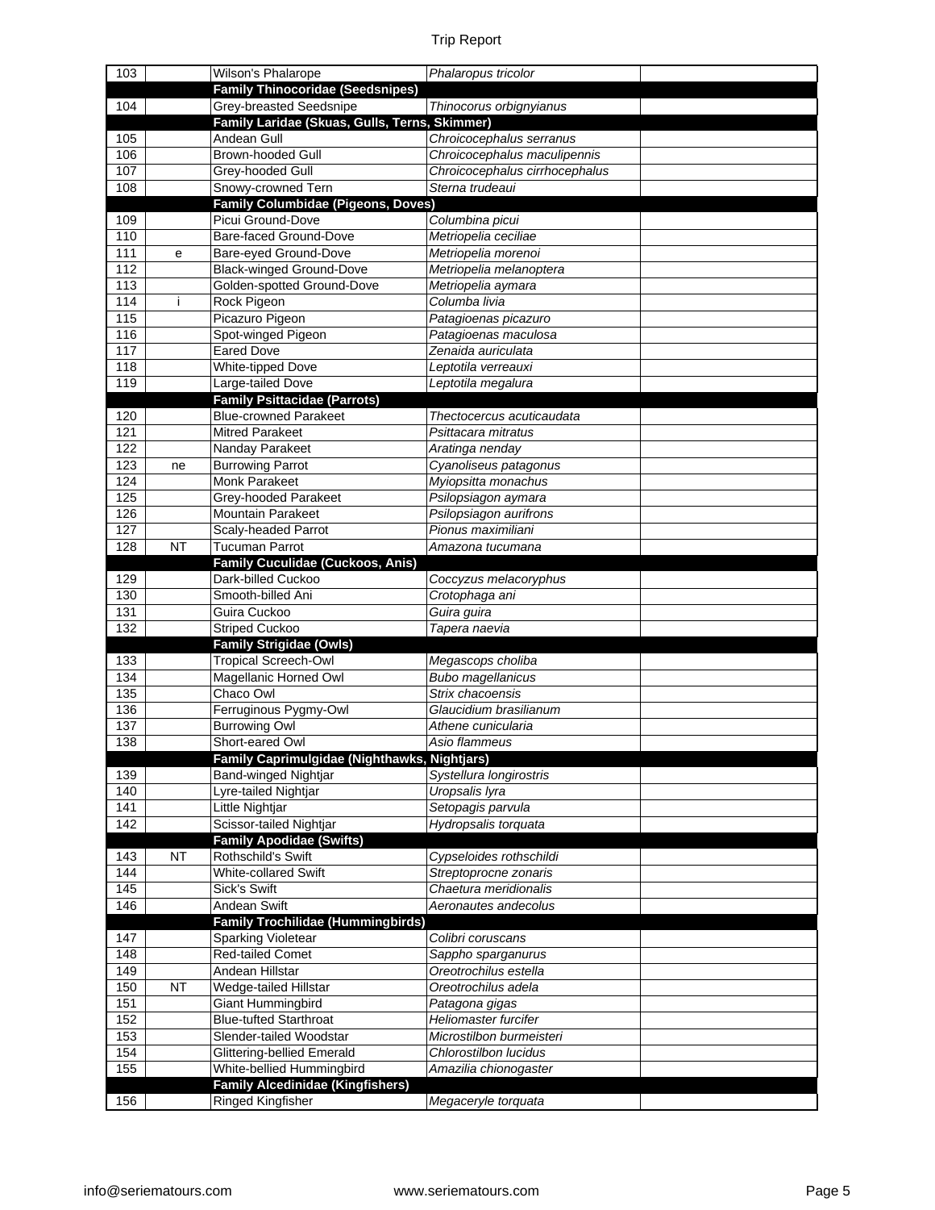| 103 | | Wilson's Phalarope | *Phalaropus tricolor* | |
|---|---|---|---|---|
| | | **Family Thinocoridae (Seedsnipes)** | | |
| 104 | | Grey-breasted Seedsnipe | *Thinocorus orbignyianus* | |
| | | **Family Laridae (Skuas, Gulls, Terns, Skimmer)** | | |
| 105 | | Andean Gull | *Chroicocephalus serranus* | |
| 106 | | Brown-hooded Gull | *Chroicocephalus maculipennis* | |
| 107 | | Grey-hooded Gull | *Chroicocephalus cirrhocephalus* | |
| 108 | | Snowy-crowned Tern | *Sterna trudeaui* | |
| | | **Family Columbidae (Pigeons, Doves)** | | |
| 109 | | Picui Ground-Dove | *Columbina picui* | |
| 110 | | Bare-faced Ground-Dove | *Metriopelia ceciliae* | |
| 111 | e | Bare-eyed Ground-Dove | *Metriopelia morenoi* | |
| 112 | | Black-winged Ground-Dove | *Metriopelia melanoptera* | |
| 113 | | Golden-spotted Ground-Dove | *Metriopelia aymara* | |
| 114 | i | Rock Pigeon | *Columba livia* | |
| 115 | | Picazuro Pigeon | *Patagioenas picazuro* | |
| 116 | | Spot-winged Pigeon | *Patagioenas maculosa* | |
| 117 | | Eared Dove | *Zenaida auriculata* | |
| 118 | | White-tipped Dove | *Leptotila verreauxi* | |
| 119 | | Large-tailed Dove | *Leptotila megalura* | |
| | | **Family Psittacidae (Parrots)** | | |
| 120 | | Blue-crowned Parakeet | *Thectocercus acuticaudata* | |
| 121 | | Mitred Parakeet | *Psittacara mitratus* | |
| 122 | | Nanday Parakeet | *Aratinga nenday* | |
| 123 | ne | Burrowing Parrot | *Cyanoliseus patagonus* | |
| 124 | | Monk Parakeet | *Myiopsitta monachus* | |
| 125 | | Grey-hooded Parakeet | *Psilopsiagon aymara* | |
| 126 | | Mountain Parakeet | *Psilopsiagon aurifrons* | |
| 127 | | Scaly-headed Parrot | *Pionus maximiliani* | |
| 128 | NT | Tucuman Parrot | *Amazona tucumana* | |
| | | **Family Cuculidae (Cuckoos, Anis)** | | |
| 129 | | Dark-billed Cuckoo | *Coccyzus melacoryphus* | |
| 130 | | Smooth-billed Ani | *Crotophaga ani* | |
| 131 | | Guira Cuckoo | *Guira guira* | |
| 132 | | Striped Cuckoo | *Tapera naevia* | |
| | | **Family Strigidae (Owls)** | | |
| 133 | | Tropical Screech-Owl | *Megascops choliba* | |
| 134 | | Magellanic Horned Owl | *Bubo magellanicus* | |
| 135 | | Chaco Owl | *Strix chacoensis* | |
| 136 | | Ferruginous Pygmy-Owl | *Glaucidium brasilianum* | |
| 137 | | Burrowing Owl | *Athene cunicularia* | |
| 138 | | Short-eared Owl | *Asio flammeus* | |
| | | **Family Caprimulgidae (Nighthawks, Nightjars)** | | |
| 139 | | Band-winged Nightjar | *Systellura longirostris* | |
| 140 | | Lyre-tailed Nightjar | *Uropsalis lyra* | |
| 141 | | Little Nightjar | *Setopagis parvula* | |
| 142 | | Scissor-tailed Nightjar | *Hydropsalis torquata* | |
| | | **Family Apodidae (Swifts)** | | |
| 143 | NT | Rothschild's Swift | *Cypseloides rothschildi* | |
| 144 | | White-collared Swift | *Streptoprocne zonaris* | |
| 145 | | Sick's Swift | *Chaetura meridionalis* | |
| 146 | | Andean Swift | *Aeronautes andecolus* | |
| | | **Family Trochilidae (Hummingbirds)** | | |
| 147 | | Sparking Violetear | *Colibri coruscans* | |
| 148 | | Red-tailed Comet | *Sappho sparganurus* | |
| 149 | | Andean Hillstar | *Oreotrochilus estella* | |
| 150 | NT | Wedge-tailed Hillstar | *Oreotrochilus adela* | |
| 151 | | Giant Hummingbird | *Patagona gigas* | |
| 152 | | Blue-tufted Starthroat | *Heliomaster furcifer* | |
| 153 | | Slender-tailed Woodstar | *Microstilbon burmeisteri* | |
| 154 | | Glittering-bellied Emerald | *Chlorostilbon lucidus* | |
| 155 | | White-bellied Hummingbird | *Amazilia chionogaster* | |
| | | **Family Alcedinidae (Kingfishers)** | | |
| 156 | | Ringed Kingfisher | *Megaceryle torquata* | |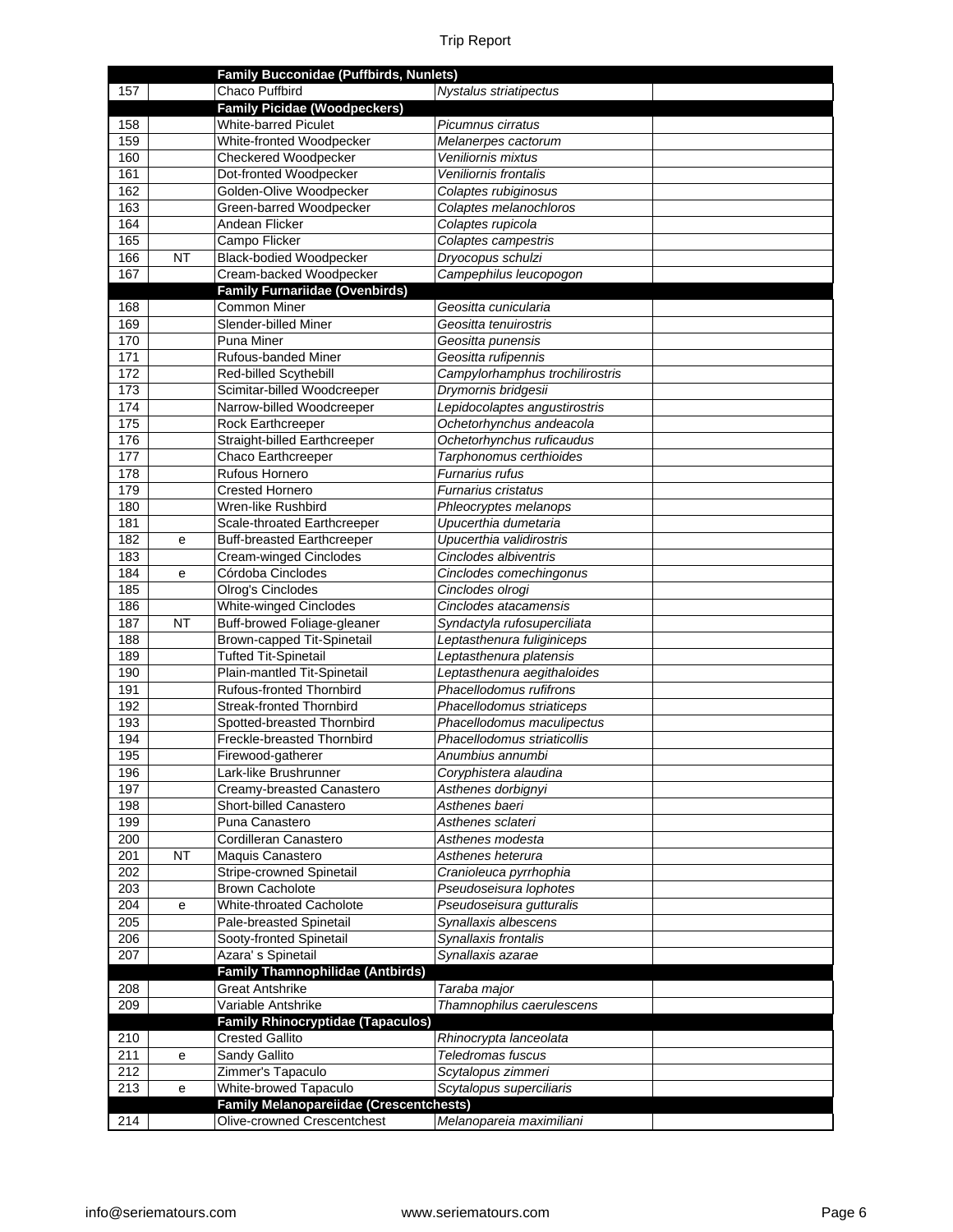| | | | | |
|---|---|---|---|---|
| | | **Family Bucconidae (Puffbirds, Nunlets)** | | |
| 157 | | Chaco Puffbird | *Nystalus striatipectus* | |
| | | **Family Picidae (Woodpeckers)** | | |
| 158 | | White-barred Piculet | *Picumnus cirratus* | |
| 159 | | White-fronted Woodpecker | *Melanerpes cactorum* | |
| 160 | | Checkered Woodpecker | *Veniliornis mixtus* | |
| 161 | | Dot-fronted Woodpecker | *Veniliornis frontalis* | |
| 162 | | Golden-Olive Woodpecker | *Colaptes rubiginosus* | |
| 163 | | Green-barred Woodpecker | *Colaptes melanochloros* | |
| 164 | | Andean Flicker | *Colaptes rupicola* | |
| 165 | | Campo Flicker | *Colaptes campestris* | |
| 166 | NT | Black-bodied Woodpecker | *Dryocopus schulzi* | |
| 167 | | Cream-backed Woodpecker | *Campephilus leucopogon* | |
| | | **Family Furnariidae (Ovenbirds)** | | |
| 168 | | Common Miner | *Geositta cunicularia* | |
| 169 | | Slender-billed Miner | *Geositta tenuirostris* | |
| 170 | | Puna Miner | *Geositta punensis* | |
| 171 | | Rufous-banded Miner | *Geositta rufipennis* | |
| 172 | | Red-billed Scythebill | *Campylorhamphus trochilirostris* | |
| 173 | | Scimitar-billed Woodcreeper | *Drymornis bridgesii* | |
| 174 | | Narrow-billed Woodcreeper | *Lepidocolaptes angustirostris* | |
| 175 | | Rock Earthcreeper | *Ochetorhynchus andeacola* | |
| 176 | | Straight-billed Earthcreeper | *Ochetorhynchus ruficaudus* | |
| 177 | | Chaco Earthcreeper | *Tarphonomus certhioides* | |
| 178 | | Rufous Hornero | *Furnarius rufus* | |
| 179 | | Crested Hornero | *Furnarius cristatus* | |
| 180 | | Wren-like Rushbird | *Phleocryptes melanops* | |
| 181 | | Scale-throated Earthcreeper | *Upucerthia dumetaria* | |
| 182 | e | Buff-breasted Earthcreeper | *Upucerthia validirostris* | |
| 183 | | Cream-winged Cinclodes | *Cinclodes albiventris* | |
| 184 | e | Córdoba Cinclodes | *Cinclodes comechingonus* | |
| 185 | | Olrog's Cinclodes | *Cinclodes olrogi* | |
| 186 | | White-winged Cinclodes | *Cinclodes atacamensis* | |
| 187 | NT | Buff-browed Foliage-gleaner | *Syndactyla rufosuperciliata* | |
| 188 | | Brown-capped Tit-Spinetail | *Leptasthenura fuliginiceps* | |
| 189 | | Tufted Tit-Spinetail | *Leptasthenura platensis* | |
| 190 | | Plain-mantled Tit-Spinetail | *Leptasthenura aegithaloides* | |
| 191 | | Rufous-fronted Thornbird | *Phacellodomus rufifrons* | |
| 192 | | Streak-fronted Thornbird | *Phacellodomus striaticeps* | |
| 193 | | Spotted-breasted Thornbird | *Phacellodomus maculipectus* | |
| 194 | | Freckle-breasted Thornbird | *Phacellodomus striaticollis* | |
| 195 | | Firewood-gatherer | *Anumbius annumbi* | |
| 196 | | Lark-like Brushrunner | *Coryphistera alaudina* | |
| 197 | | Creamy-breasted Canastero | *Asthenes dorbignyi* | |
| 198 | | Short-billed Canastero | *Asthenes baeri* | |
| 199 | | Puna Canastero | *Asthenes sclateri* | |
| 200 | | Cordilleran Canastero | *Asthenes modesta* | |
| 201 | NT | Maquis Canastero | *Asthenes heterura* | |
| 202 | | Stripe-crowned Spinetail | *Cranioleuca pyrrhophia* | |
| 203 | | Brown Cacholote | *Pseudoseisura lophotes* | |
| 204 | e | White-throated Cacholote | *Pseudoseisura gutturalis* | |
| 205 | | Pale-breasted Spinetail | *Synallaxis albescens* | |
| 206 | | Sooty-fronted Spinetail | *Synallaxis frontalis* | |
| 207 | | Azara' s Spinetail | *Synallaxis azarae* | |
| | | **Family Thamnophilidae (Antbirds)** | | |
| 208 | | Great Antshrike | *Taraba major* | |
| 209 | | Variable Antshrike | *Thamnophilus caerulescens* | |
| | | **Family Rhinocryptidae (Tapaculos)** | | |
| 210 | | Crested Gallito | *Rhinocrypta lanceolata* | |
| 211 | e | Sandy Gallito | *Teledromas fuscus* | |
| 212 | | Zimmer's Tapaculo | *Scytalopus zimmeri* | |
| 213 | e | White-browed Tapaculo | *Scytalopus superciliaris* | |
| | | **Family Melanopareiidae (Crescentchests)** | | |
| 214 | | Olive-crowned Crescentchest | *Melanopareia maximiliani* | |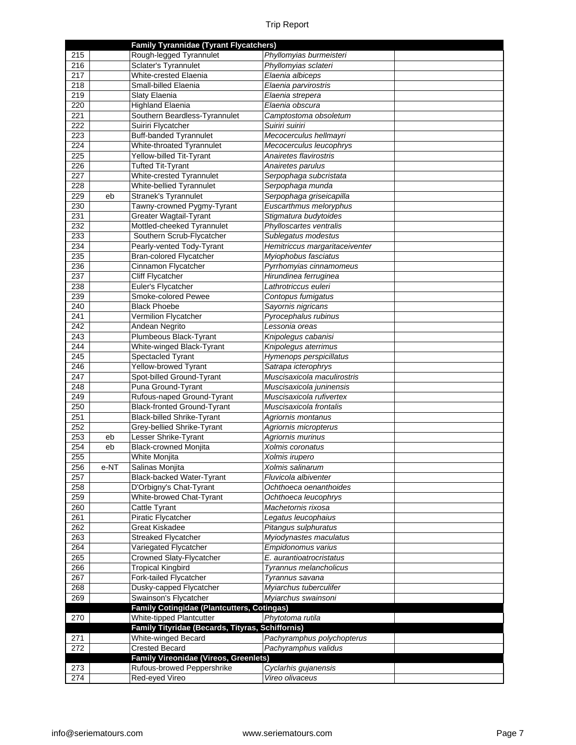| | | Family Tyrannidae (Tyrant Flycatchers) | | |
|---|---|---|---|---|
| 215 | | Rough-legged Tyrannulet | *Phyllomyias burmeisteri* | |
| 216 | | Sclater's Tyrannulet | *Phyllomyias sclateri* | |
| 217 | | White-crested Elaenia | *Elaenia albiceps* | |
| 218 | | Small-billed Elaenia | *Elaenia parvirostris* | |
| 219 | | Slaty Elaenia | *Elaenia strepera* | |
| 220 | | Highland Elaenia | *Elaenia obscura* | |
| 221 | | Southern Beardless-Tyrannulet | *Camptostoma obsoletum* | |
| 222 | | Suiriri Flycatcher | *Suiriri suiriri* | |
| 223 | | Buff-banded Tyrannulet | *Mecocerculus hellmayri* | |
| 224 | | White-throated Tyrannulet | *Mecocerculus leucophrys* | |
| 225 | | Yellow-billed Tit-Tyrant | *Anairetes flavirostris* | |
| 226 | | Tufted Tit-Tyrant | *Anairetes parulus* | |
| 227 | | White-crested Tyrannulet | *Serpophaga subcristata* | |
| 228 | | White-bellied Tyrannulet | *Serpophaga munda* | |
| 229 | eb | Stranek's Tyrannulet | *Serpophaga griseicapilla* | |
| 230 | | Tawny-crowned Pygmy-Tyrant | *Euscarthmus meloryphus* | |
| 231 | | Greater Wagtail-Tyrant | *Stigmatura budytoides* | |
| 232 | | Mottled-cheeked Tyrannulet | *Phylloscartes ventralis* | |
| 233 | | Southern Scrub-Flycatcher | *Sublegatus modestus* | |
| 234 | | Pearly-vented Tody-Tyrant | *Hemitriccus margaritaceiventer* | |
| 235 | | Bran-colored Flycatcher | *Myiophobus fasciatus* | |
| 236 | | Cinnamon Flycatcher | *Pyrrhomyias cinnamomeus* | |
| 237 | | Cliff Flycatcher | *Hirundinea ferruginea* | |
| 238 | | Euler's Flycatcher | *Lathrotriccus euleri* | |
| 239 | | Smoke-colored Pewee | *Contopus fumigatus* | |
| 240 | | Black Phoebe | *Sayornis nigricans* | |
| 241 | | Vermilion Flycatcher | *Pyrocephalus rubinus* | |
| 242 | | Andean Negrito | *Lessonia oreas* | |
| 243 | | Plumbeous Black-Tyrant | *Knipolegus cabanisi* | |
| 244 | | White-winged Black-Tyrant | *Knipolegus aterrimus* | |
| 245 | | Spectacled Tyrant | *Hymenops perspicillatus* | |
| 246 | | Yellow-browed Tyrant | *Satrapa icterophrys* | |
| 247 | | Spot-billed Ground-Tyrant | *Muscisaxicola maculirostris* | |
| 248 | | Puna Ground-Tyrant | *Muscisaxicola juninensis* | |
| 249 | | Rufous-naped Ground-Tyrant | *Muscisaxicola rufivertex* | |
| 250 | | Black-fronted Ground-Tyrant | *Muscisaxicola frontalis* | |
| 251 | | Black-billed Shrike-Tyrant | *Agriornis montanus* | |
| 252 | | Grey-bellied Shrike-Tyrant | *Agriornis micropterus* | |
| 253 | eb | Lesser Shrike-Tyrant | *Agriornis murinus* | |
| 254 | eb | Black-crowned Monjita | *Xolmis coronatus* | |
| 255 | | White Monjita | *Xolmis irupero* | |
| 256 | e-NT | Salinas Monjita | *Xolmis salinarum* | |
| 257 | | Black-backed Water-Tyrant | *Fluvicola albiventer* | |
| 258 | | D'Orbigny's Chat-Tyrant | *Ochthoeca oenanthoides* | |
| 259 | | White-browed Chat-Tyrant | *Ochthoeca leucophrys* | |
| 260 | | Cattle Tyrant | *Machetornis rixosa* | |
| 261 | | Piratic Flycatcher | *Legatus leucophaius* | |
| 262 | | Great Kiskadee | *Pitangus sulphuratus* | |
| 263 | | Streaked Flycatcher | *Myiodynastes maculatus* | |
| 264 | | Variegated Flycatcher | *Empidonomus varius* | |
| 265 | | Crowned Slaty-Flycatcher | *E. aurantioatrocristatus* | |
| 266 | | Tropical Kingbird | *Tyrannus melancholicus* | |
| 267 | | Fork-tailed Flycatcher | *Tyrannus savana* | |
| 268 | | Dusky-capped Flycatcher | *Myiarchus tuberculifer* | |
| 269 | | Swainson's Flycatcher | *Myiarchus swainsoni* | |
| | | **Family Cotingidae (Plantcutters, Cotingas)** | | |
| 270 | | White-tipped Plantcutter | *Phytotoma rutila* | |
| | | **Family Tityridae (Becards, Tityras, Schiffornis)** | | |
| 271 | | White-winged Becard | *Pachyramphus polychopterus* | |
| 272 | | Crested Becard | *Pachyramphus validus* | |
| | | **Family Vireonidae (Vireos, Greenlets)** | | |
| 273 | | Rufous-browed Peppershrike | *Cyclarhis gujanensis* | |
| 274 | | Red-eyed Vireo | *Vireo olivaceus* | |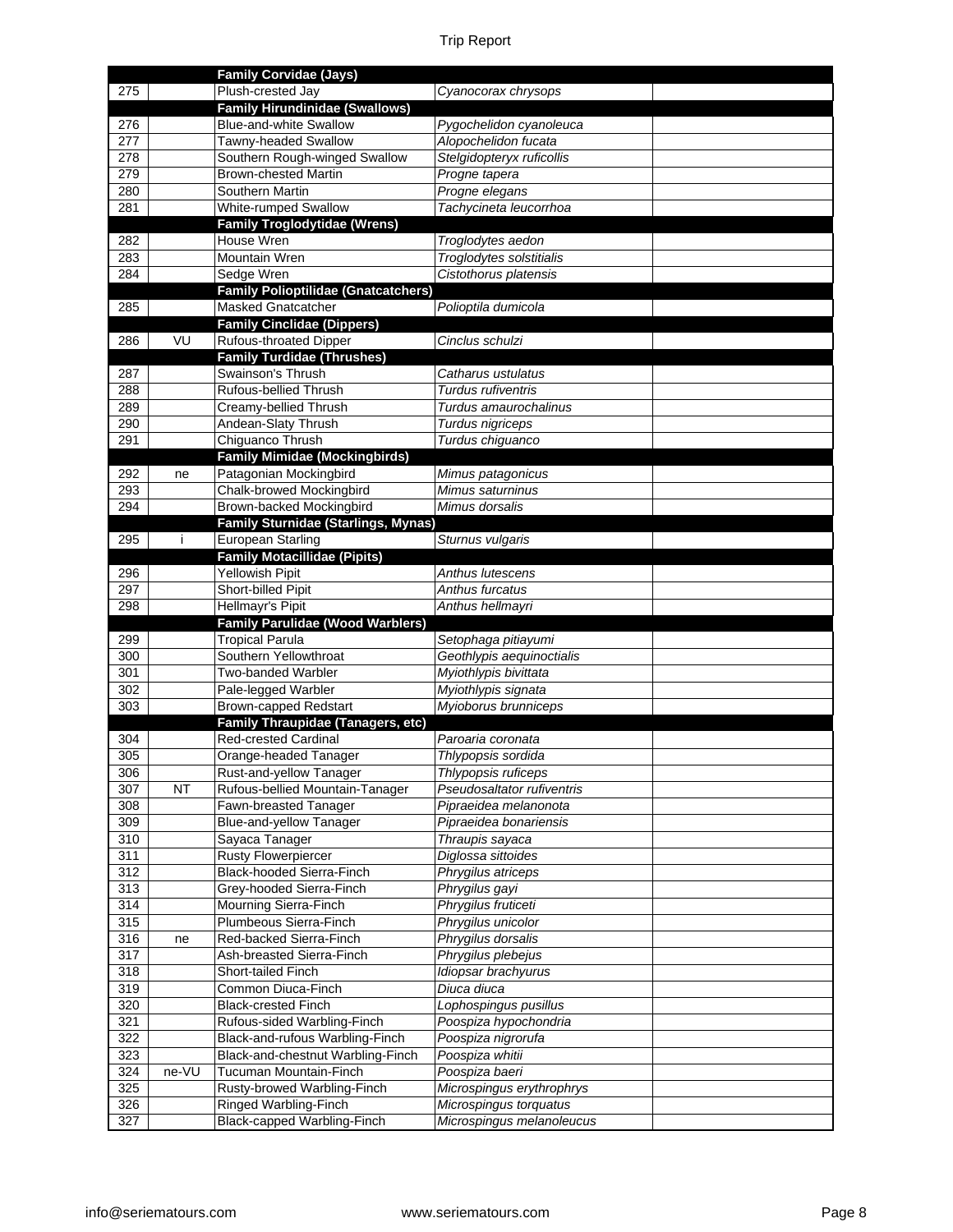| | | | | |
|---|---|---|---|---|
| | | **Family Corvidae (Jays)** | | |
| 275 | | Plush-crested Jay | *Cyanocorax chrysops* | |
| | | **Family Hirundinidae (Swallows)** | | |
| 276 | | Blue-and-white Swallow | *Pygochelidon cyanoleuca* | |
| 277 | | Tawny-headed Swallow | *Alopochelidon fucata* | |
| 278 | | Southern Rough-winged Swallow | *Stelgidopteryx ruficollis* | |
| 279 | | Brown-chested Martin | *Progne tapera* | |
| 280 | | Southern Martin | *Progne elegans* | |
| 281 | | White-rumped Swallow | *Tachycineta leucorrhoa* | |
| | | **Family Troglodytidae (Wrens)** | | |
| 282 | | House Wren | *Troglodytes aedon* | |
| 283 | | Mountain Wren | *Troglodytes solstitialis* | |
| 284 | | Sedge Wren | *Cistothorus platensis* | |
| | | **Family Polioptilidae (Gnatcatchers)** | | |
| 285 | | Masked Gnatcatcher | *Polioptila dumicola* | |
| | | **Family Cinclidae (Dippers)** | | |
| 286 | VU | Rufous-throated Dipper | *Cinclus schulzi* | |
| | | **Family Turdidae (Thrushes)** | | |
| 287 | | Swainson's Thrush | *Catharus ustulatus* | |
| 288 | | Rufous-bellied Thrush | *Turdus rufiventris* | |
| 289 | | Creamy-bellied Thrush | *Turdus amaurochalinus* | |
| 290 | | Andean-Slaty Thrush | *Turdus nigriceps* | |
| 291 | | Chiguanco Thrush | *Turdus chiguanco* | |
| | | **Family Mimidae (Mockingbirds)** | | |
| 292 | ne | Patagonian Mockingbird | *Mimus patagonicus* | |
| 293 | | Chalk-browed Mockingbird | *Mimus saturninus* | |
| 294 | | Brown-backed Mockingbird | *Mimus dorsalis* | |
| | | **Family Sturnidae (Starlings, Mynas)** | | |
| 295 | i | European Starling | *Sturnus vulgaris* | |
| | | **Family Motacillidae (Pipits)** | | |
| 296 | | Yellowish Pipit | *Anthus lutescens* | |
| 297 | | Short-billed Pipit | *Anthus furcatus* | |
| 298 | | Hellmayr's Pipit | *Anthus hellmayri* | |
| | | **Family Parulidae (Wood Warblers)** | | |
| 299 | | Tropical Parula | *Setophaga pitiayumi* | |
| 300 | | Southern Yellowthroat | *Geothlypis aequinoctialis* | |
| 301 | | Two-banded Warbler | *Myiothlypis bivittata* | |
| 302 | | Pale-legged Warbler | *Myiothlypis signata* | |
| 303 | | Brown-capped Redstart | *Myioborus brunniceps* | |
| | | **Family Thraupidae (Tanagers, etc)** | | |
| 304 | | Red-crested Cardinal | *Paroaria coronata* | |
| 305 | | Orange-headed Tanager | *Thlypopsis sordida* | |
| 306 | | Rust-and-yellow Tanager | *Thlypopsis ruficeps* | |
| 307 | NT | Rufous-bellied Mountain-Tanager | *Pseudosaltator rufiventris* | |
| 308 | | Fawn-breasted Tanager | *Pipraeidea melanonota* | |
| 309 | | Blue-and-yellow Tanager | *Pipraeidea bonariensis* | |
| 310 | | Sayaca Tanager | *Thraupis sayaca* | |
| 311 | | Rusty Flowerpiercer | *Diglossa sittoides* | |
| 312 | | Black-hooded Sierra-Finch | *Phrygilus atriceps* | |
| 313 | | Grey-hooded Sierra-Finch | *Phrygilus gayi* | |
| 314 | | Mourning Sierra-Finch | *Phrygilus fruticeti* | |
| 315 | | Plumbeous Sierra-Finch | *Phrygilus unicolor* | |
| 316 | ne | Red-backed Sierra-Finch | *Phrygilus dorsalis* | |
| 317 | | Ash-breasted Sierra-Finch | *Phrygilus plebejus* | |
| 318 | | Short-tailed Finch | *Idiopsar brachyurus* | |
| 319 | | Common Diuca-Finch | *Diuca diuca* | |
| 320 | | Black-crested Finch | *Lophospingus pusillus* | |
| 321 | | Rufous-sided Warbling-Finch | *Poospiza hypochondria* | |
| 322 | | Black-and-rufous Warbling-Finch | *Poospiza nigrorufa* | |
| 323 | | Black-and-chestnut Warbling-Finch | *Poospiza whitii* | |
| 324 | ne-VU | Tucuman Mountain-Finch | *Poospiza baeri* | |
| 325 | | Rusty-browed Warbling-Finch | *Microspingus erythrophrys* | |
| 326 | | Ringed Warbling-Finch | *Microspingus torquatus* | |
| 327 | | Black-capped Warbling-Finch | *Microspingus melanoleucus* | |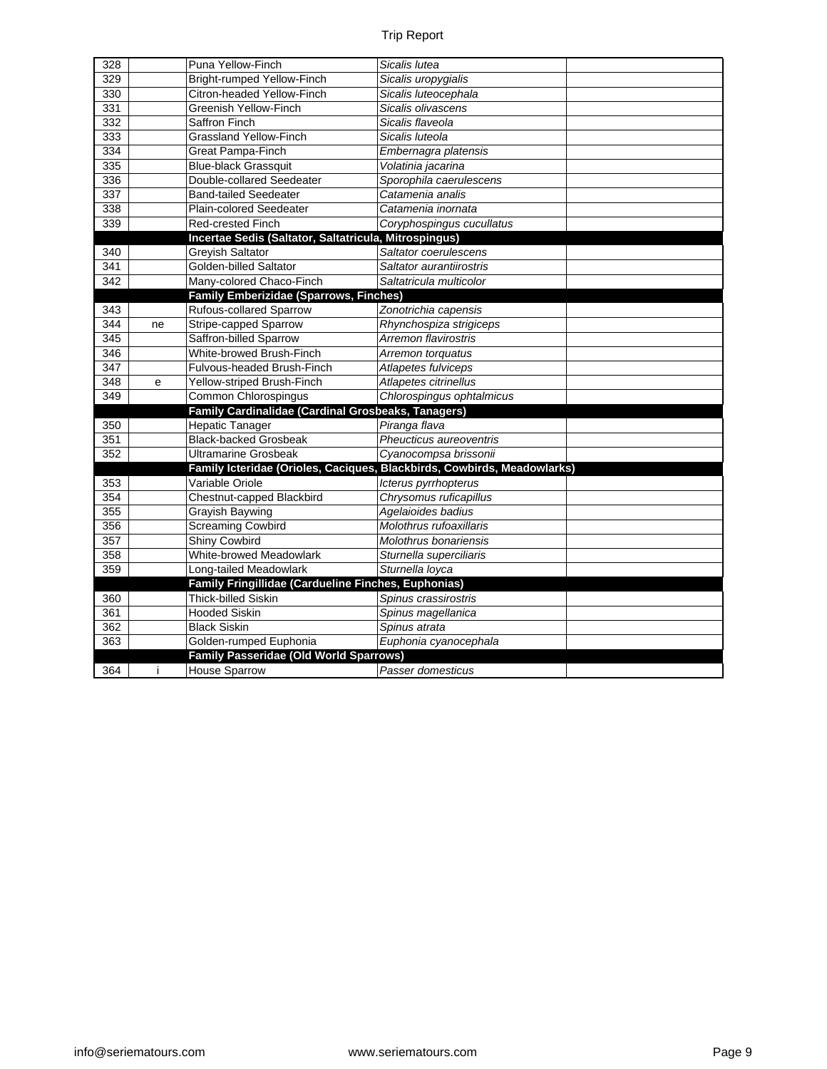| 328 | | Puna Yellow-Finch | *Sicalis lutea* | |
|---|---|---|---|---|
| 329 | | Bright-rumped Yellow-Finch | *Sicalis uropygialis* | |
| 330 | | Citron-headed Yellow-Finch | *Sicalis luteocephala* | |
| 331 | | Greenish Yellow-Finch | *Sicalis olivascens* | |
| 332 | | Saffron Finch | *Sicalis flaveola* | |
| 333 | | Grassland Yellow-Finch | *Sicalis luteola* | |
| 334 | | Great Pampa-Finch | *Embernagra platensis* | |
| 335 | | Blue-black Grassquit | *Volatinia jacarina* | |
| 336 | | Double-collared Seedeater | *Sporophila caerulescens* | |
| 337 | | Band-tailed Seedeater | *Catamenia analis* | |
| 338 | | Plain-colored Seedeater | *Catamenia inornata* | |
| 339 | | Red-crested Finch | *Coryphospingus cucullatus* | |
| | | **Incertae Sedis (Saltator, Saltatricula, Mitrospingus)** | | |
| 340 | | Greyish Saltator | *Saltator coerulescens* | |
| 341 | | Golden-billed Saltator | *Saltator aurantiirostris* | |
| 342 | | Many-colored Chaco-Finch | *Saltatricula multicolor* | |
| | | **Family Emberizidae (Sparrows, Finches)** | | |
| 343 | | Rufous-collared Sparrow | *Zonotrichia capensis* | |
| 344 | ne | Stripe-capped Sparrow | *Rhynchospiza strigiceps* | |
| 345 | | Saffron-billed Sparrow | *Arremon flavirostris* | |
| 346 | | White-browed Brush-Finch | *Arremon torquatus* | |
| 347 | | Fulvous-headed Brush-Finch | *Atlapetes fulviceps* | |
| 348 | e | Yellow-striped Brush-Finch | *Atlapetes citrinellus* | |
| 349 | | Common Chlorospingus | *Chlorospingus ophtalmicus* | |
| | | **Family Cardinalidae (Cardinal Grosbeaks, Tanagers)** | | |
| 350 | | Hepatic Tanager | *Piranga flava* | |
| 351 | | Black-backed Grosbeak | *Pheucticus aureoventris* | |
| 352 | | Ultramarine Grosbeak | *Cyanocompsa brissonii* | |
| | | **Family Icteridae (Orioles, Caciques, Blackbirds, Cowbirds, Meadowlarks)** | | |
| 353 | | Variable Oriole | *Icterus pyrrhopterus* | |
| 354 | | Chestnut-capped Blackbird | *Chrysomus ruficapillus* | |
| 355 | | Grayish Baywing | *Agelaioides badius* | |
| 356 | | Screaming Cowbird | *Molothrus rufoaxillaris* | |
| 357 | | Shiny Cowbird | *Molothrus bonariensis* | |
| 358 | | White-browed Meadowlark | *Sturnella superciliaris* | |
| 359 | | Long-tailed Meadowlark | *Sturnella loyca* | |
| | | **Family Fringillidae (Cardueline Finches, Euphonias)** | | |
| 360 | | Thick-billed Siskin | *Spinus crassirostris* | |
| 361 | | Hooded Siskin | *Spinus magellanica* | |
| 362 | | Black Siskin | *Spinus atrata* | |
| 363 | | Golden-rumped Euphonia | *Euphonia cyanocephala* | |
| | | **Family Passeridae (Old World Sparrows)** | | |
| 364 | i | House Sparrow | *Passer domesticus* | |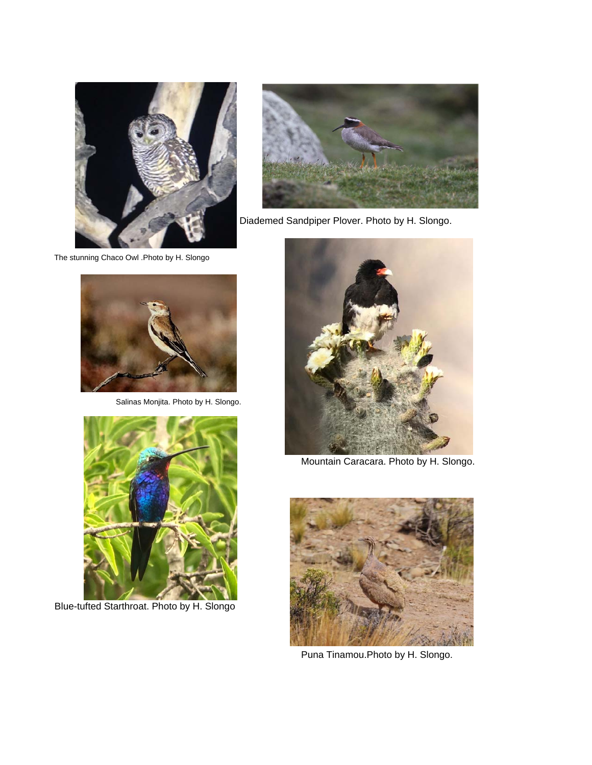The stunning Chaco Owl .Photo by H. Slongo

Diademed Sandpiper Plover. Photo by H. Slongo.

Salinas Monjita. Photo by H. Slongo.

Mountain Caracara. Photo by H. Slongo.

Blue-tufted Starthroat. Photo by H. Slongo

Puna Tinamou.Photo by H. Slongo.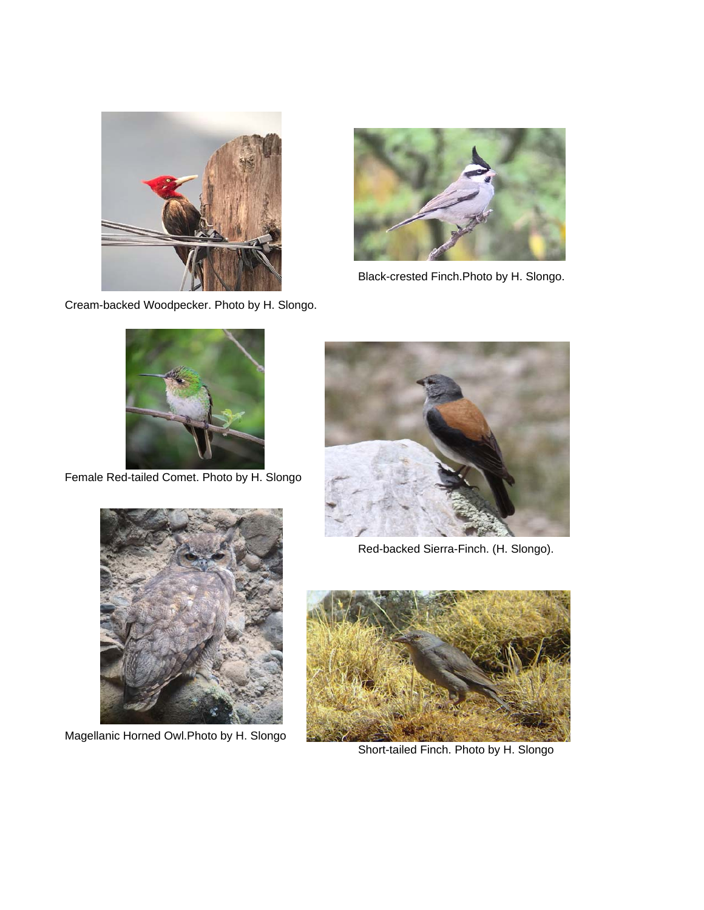Cream-backed Woodpecker. Photo by H. Slongo.

Black-crested Finch.Photo by H. Slongo.

Female Red-tailed Comet. Photo by H. Slongo

Red-backed Sierra-Finch. (H. Slongo).

Magellanic Horned Owl.Photo by H. Slongo

Short-tailed Finch. Photo by H. Slongo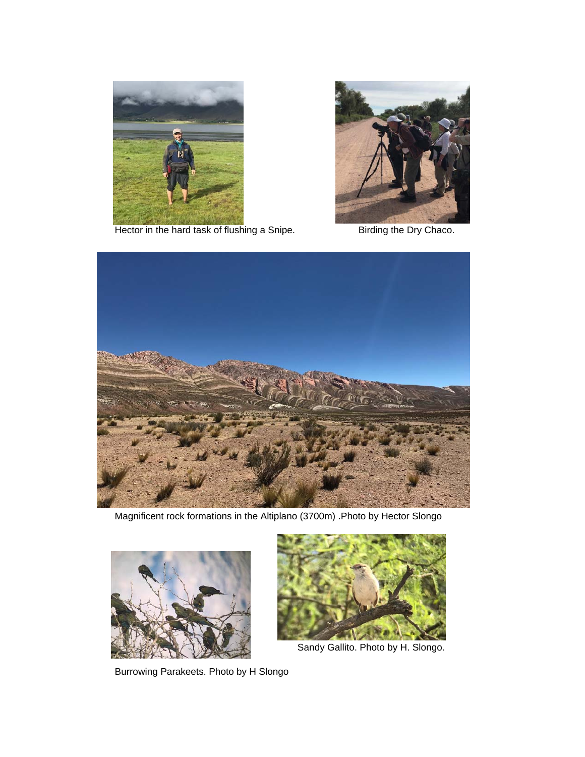Hector in the hard task of flushing a Snipe.

Birding the Dry Chaco.

Magnificent rock formations in the Altiplano (3700m) .Photo by Hector Slongo

Sandy Gallito. Photo by H. Slongo.

Burrowing Parakeets. Photo by H Slongo